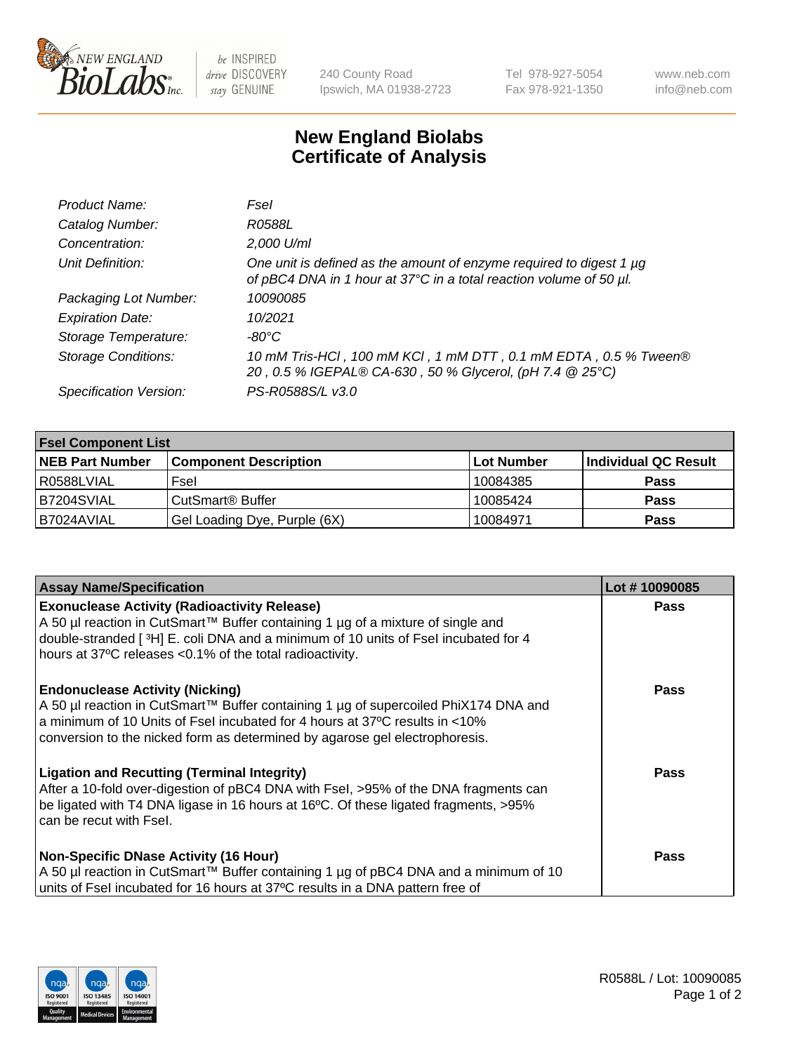# New England Biolabs Certificate of Analysis

| | |
|---|---|
| *Product Name:* | *FseI* |
| *Catalog Number:* | *R0588L* |
| *Concentration:* | *2,000 U/ml* |
| *Unit Definition:* | *One unit is defined as the amount of enzyme required to digest 1 µg of pBC4 DNA in 1 hour at 37°C in a total reaction volume of 50 µl.* |
| *Packaging Lot Number:* | *10090085* |
| *Expiration Date:* | *10/2021* |
| *Storage Temperature:* | *-80°C* |
| *Storage Conditions:* | *10 mM Tris-HCl , 100 mM KCl , 1 mM DTT , 0.1 mM EDTA , 0.5 % Tween® 20 , 0.5 % IGEPAL® CA-630 , 50 % Glycerol, (pH 7.4 @ 25°C)* |
| *Specification Version:* | *PS-R0588S/L v3.0* |

| FseI Component List | | | |
|---|---|---|---|
| **NEB Part Number** | **Component Description** | **Lot Number** | **Individual QC Result** |
| R0588LVIAL | FseI | 10084385 | **Pass** |
| B7204SVIAL | CutSmart® Buffer | 10085424 | **Pass** |
| B7024AVIAL | Gel Loading Dye, Purple (6X) | 10084971 | **Pass** |

| Assay Name/Specification | Lot # 10090085 |
|---|---|
| **Exonuclease Activity (Radioactivity Release)** A 50 µl reaction in CutSmart™ Buffer containing 1 µg of a mixture of single and double-stranded [ $^3$H] E. coli DNA and a minimum of 10 units of FseI incubated for 4 hours at 37ºC releases <0.1% of the total radioactivity. | **Pass** |
| **Endonuclease Activity (Nicking)** A 50 µl reaction in CutSmart™ Buffer containing 1 µg of supercoiled PhiX174 DNA and a minimum of 10 Units of FseI incubated for 4 hours at 37ºC results in <10% conversion to the nicked form as determined by agarose gel electrophoresis. | **Pass** |
| **Ligation and Recutting (Terminal Integrity)** After a 10-fold over-digestion of pBC4 DNA with FseI, >95% of the DNA fragments can be ligated with T4 DNA ligase in 16 hours at 16ºC. Of these ligated fragments, >95% can be recut with FseI. | **Pass** |
| **Non-Specific DNase Activity (16 Hour)** A 50 µl reaction in CutSmart™ Buffer containing 1 µg of pBC4 DNA and a minimum of 10 units of FseI incubated for 16 hours at 37ºC results in a DNA pattern free of | **Pass** |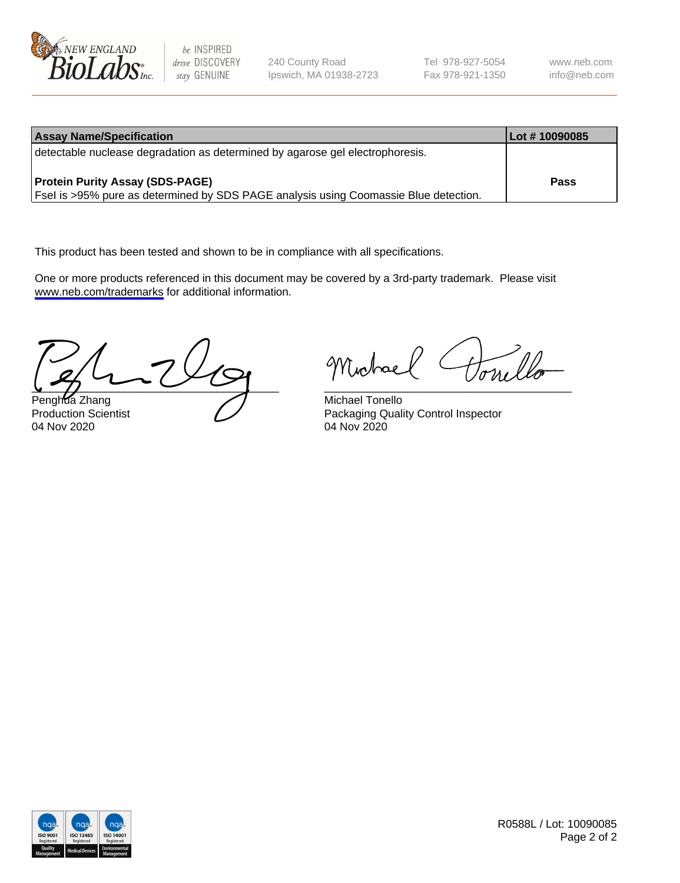NEW ENGLAND BioLabs Inc. — be INSPIRED drive DISCOVERY stay GENUINE

240 County Road
Ipswich, MA 01938-2723

Tel 978-927-5054
Fax 978-921-1350

www.neb.com
info@neb.com

| Assay Name/Specification | Lot # 10090085 |
| --- | --- |
| detectable nuclease degradation as determined by agarose gel electrophoresis. | |
| **Protein Purity Assay (SDS-PAGE)**<br>FseI is >95% pure as determined by SDS PAGE analysis using Coomassie Blue detection. | **Pass** |

This product has been tested and shown to be in compliance with all specifications.

One or more products referenced in this document may be covered by a 3rd-party trademark. Please visit www.neb.com/trademarks for additional information.

Penghua Zhang
Production Scientist
04 Nov 2020

Michael Tonello
Packaging Quality Control Inspector
04 Nov 2020

ISO 9001 Registered Quality Management | ISO 13485 Registered Medical Devices | ISO 14001 Registered Environmental Management

R0588L / Lot: 10090085